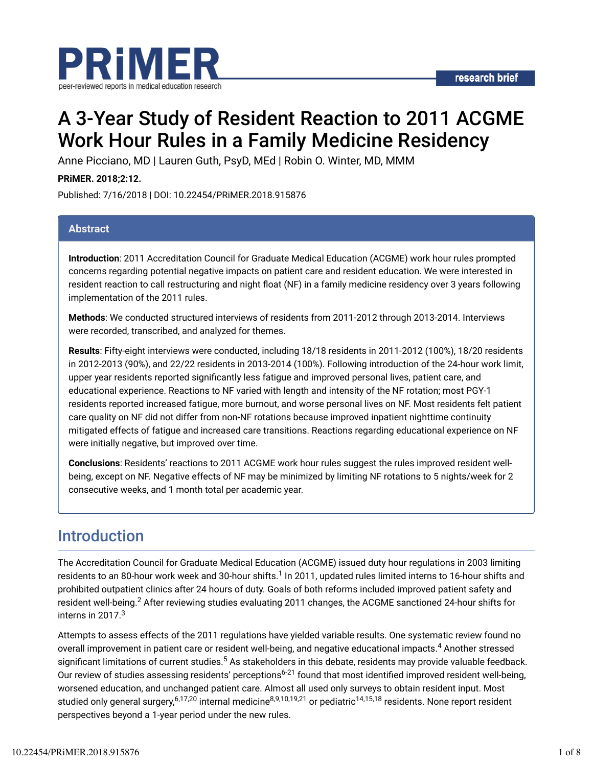# A 3-Year Study of Resident Reaction to 2011 ACGME Work Hour Rules in a Family Medicine Residency

Anne Picciano, MD | Lauren Guth, PsyD, MEd | Robin O. Winter, MD, MMM

**PRiMER. 2018;2:12.**

Published: 7/16/2018 | DOI: 10.22454/PRiMER.2018.915876

## Abstract

**Introduction**: 2011 Accreditation Council for Graduate Medical Education (ACGME) work hour rules prompted concerns regarding potential negative impacts on patient care and resident education. We were interested in resident reaction to call restructuring and night float (NF) in a family medicine residency over 3 years following implementation of the 2011 rules.

**Methods**: We conducted structured interviews of residents from 2011-2012 through 2013-2014. Interviews were recorded, transcribed, and analyzed for themes.

**Results**: Fifty-eight interviews were conducted, including 18/18 residents in 2011-2012 (100%), 18/20 residents in 2012-2013 (90%), and 22/22 residents in 2013-2014 (100%). Following introduction of the 24-hour work limit, upper year residents reported significantly less fatigue and improved personal lives, patient care, and educational experience. Reactions to NF varied with length and intensity of the NF rotation; most PGY-1 residents reported increased fatigue, more burnout, and worse personal lives on NF. Most residents felt patient care quality on NF did not differ from non-NF rotations because improved inpatient nighttime continuity mitigated effects of fatigue and increased care transitions. Reactions regarding educational experience on NF were initially negative, but improved over time.

**Conclusions**: Residents' reactions to 2011 ACGME work hour rules suggest the rules improved resident well-being, except on NF. Negative effects of NF may be minimized by limiting NF rotations to 5 nights/week for 2 consecutive weeks, and 1 month total per academic year.

## Introduction

The Accreditation Council for Graduate Medical Education (ACGME) issued duty hour regulations in 2003 limiting residents to an 80-hour work week and 30-hour shifts.[1] In 2011, updated rules limited interns to 16-hour shifts and prohibited outpatient clinics after 24 hours of duty. Goals of both reforms included improved patient safety and resident well-being.[2] After reviewing studies evaluating 2011 changes, the ACGME sanctioned 24-hour shifts for interns in 2017.[3]

Attempts to assess effects of the 2011 regulations have yielded variable results. One systematic review found no overall improvement in patient care or resident well-being, and negative educational impacts.[4] Another stressed significant limitations of current studies.[5] As stakeholders in this debate, residents may provide valuable feedback. Our review of studies assessing residents' perceptions[6-21] found that most identified improved resident well-being, worsened education, and unchanged patient care. Almost all used only surveys to obtain resident input. Most studied only general surgery,[6,17,20] internal medicine[8,9,10,19,21] or pediatric[14,15,18] residents. None report resident perspectives beyond a 1-year period under the new rules.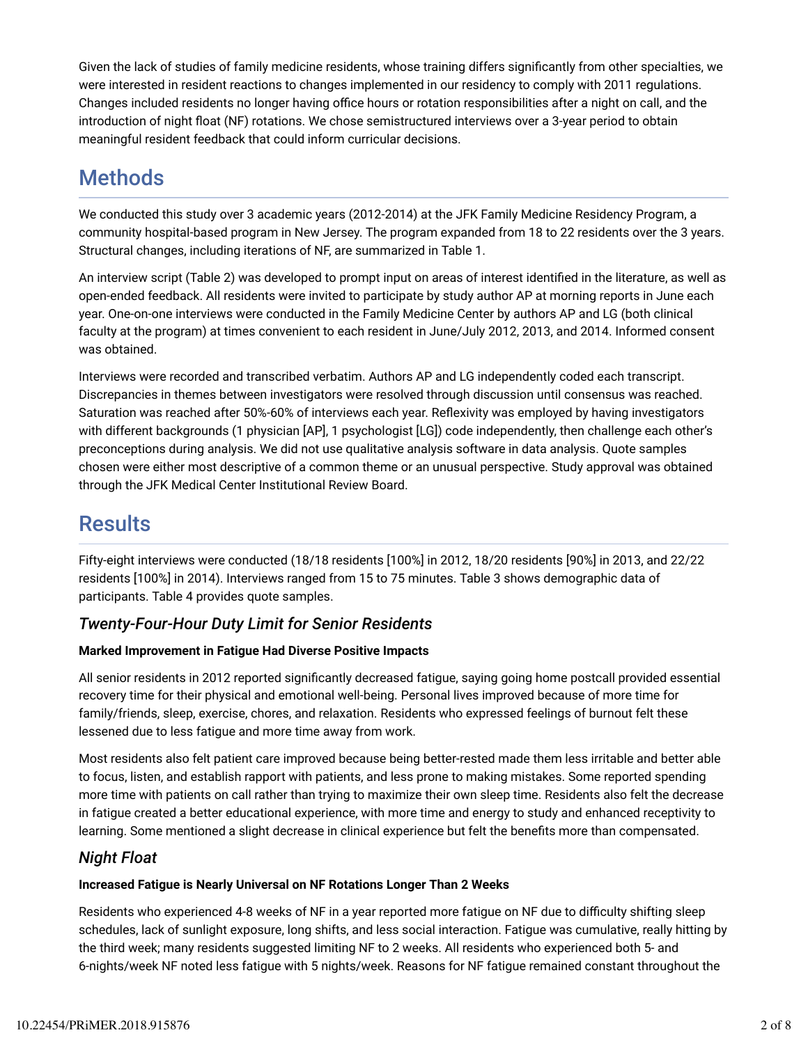Given the lack of studies of family medicine residents, whose training differs significantly from other specialties, we were interested in resident reactions to changes implemented in our residency to comply with 2011 regulations. Changes included residents no longer having office hours or rotation responsibilities after a night on call, and the introduction of night float (NF) rotations. We chose semistructured interviews over a 3-year period to obtain meaningful resident feedback that could inform curricular decisions.

## Methods

We conducted this study over 3 academic years (2012-2014) at the JFK Family Medicine Residency Program, a community hospital-based program in New Jersey. The program expanded from 18 to 22 residents over the 3 years. Structural changes, including iterations of NF, are summarized in Table 1.

An interview script (Table 2) was developed to prompt input on areas of interest identified in the literature, as well as open-ended feedback. All residents were invited to participate by study author AP at morning reports in June each year. One-on-one interviews were conducted in the Family Medicine Center by authors AP and LG (both clinical faculty at the program) at times convenient to each resident in June/July 2012, 2013, and 2014. Informed consent was obtained.

Interviews were recorded and transcribed verbatim. Authors AP and LG independently coded each transcript. Discrepancies in themes between investigators were resolved through discussion until consensus was reached. Saturation was reached after 50%-60% of interviews each year. Reflexivity was employed by having investigators with different backgrounds (1 physician [AP], 1 psychologist [LG]) code independently, then challenge each other's preconceptions during analysis. We did not use qualitative analysis software in data analysis. Quote samples chosen were either most descriptive of a common theme or an unusual perspective. Study approval was obtained through the JFK Medical Center Institutional Review Board.

## Results

Fifty-eight interviews were conducted (18/18 residents [100%] in 2012, 18/20 residents [90%] in 2013, and 22/22 residents [100%] in 2014). Interviews ranged from 15 to 75 minutes. Table 3 shows demographic data of participants. Table 4 provides quote samples.

### *Twenty-Four-Hour Duty Limit for Senior Residents*

**Marked Improvement in Fatigue Had Diverse Positive Impacts**

All senior residents in 2012 reported significantly decreased fatigue, saying going home postcall provided essential recovery time for their physical and emotional well-being. Personal lives improved because of more time for family/friends, sleep, exercise, chores, and relaxation. Residents who expressed feelings of burnout felt these lessened due to less fatigue and more time away from work.

Most residents also felt patient care improved because being better-rested made them less irritable and better able to focus, listen, and establish rapport with patients, and less prone to making mistakes. Some reported spending more time with patients on call rather than trying to maximize their own sleep time. Residents also felt the decrease in fatigue created a better educational experience, with more time and energy to study and enhanced receptivity to learning. Some mentioned a slight decrease in clinical experience but felt the benefits more than compensated.

### *Night Float*

**Increased Fatigue is Nearly Universal on NF Rotations Longer Than 2 Weeks**

Residents who experienced 4-8 weeks of NF in a year reported more fatigue on NF due to difficulty shifting sleep schedules, lack of sunlight exposure, long shifts, and less social interaction. Fatigue was cumulative, really hitting by the third week; many residents suggested limiting NF to 2 weeks. All residents who experienced both 5- and 6-nights/week NF noted less fatigue with 5 nights/week. Reasons for NF fatigue remained constant throughout the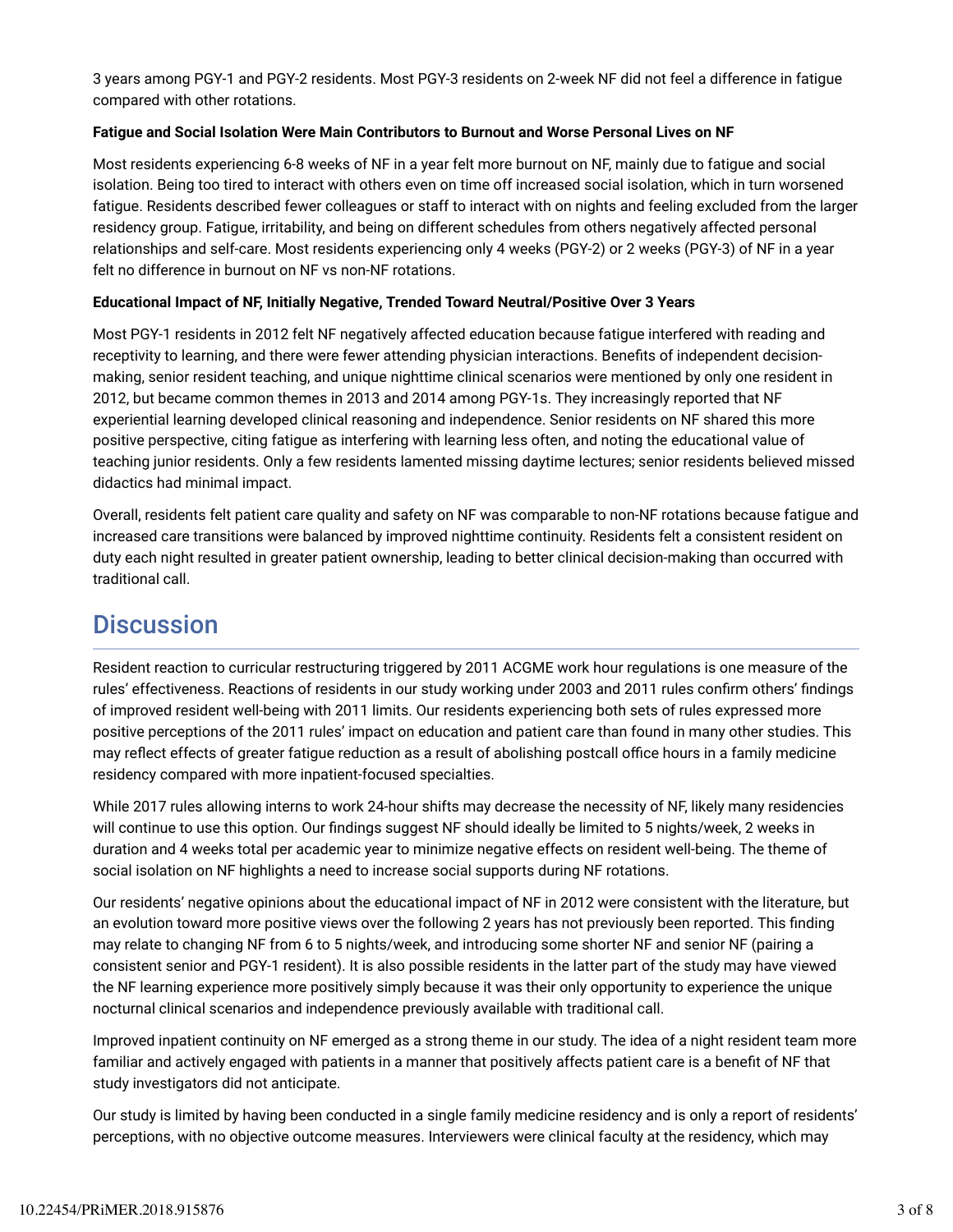3 years among PGY-1 and PGY-2 residents. Most PGY-3 residents on 2-week NF did not feel a difference in fatigue compared with other rotations.

**Fatigue and Social Isolation Were Main Contributors to Burnout and Worse Personal Lives on NF**

Most residents experiencing 6-8 weeks of NF in a year felt more burnout on NF, mainly due to fatigue and social isolation. Being too tired to interact with others even on time off increased social isolation, which in turn worsened fatigue. Residents described fewer colleagues or staff to interact with on nights and feeling excluded from the larger residency group. Fatigue, irritability, and being on different schedules from others negatively affected personal relationships and self-care. Most residents experiencing only 4 weeks (PGY-2) or 2 weeks (PGY-3) of NF in a year felt no difference in burnout on NF vs non-NF rotations.

**Educational Impact of NF, Initially Negative, Trended Toward Neutral/Positive Over 3 Years**

Most PGY-1 residents in 2012 felt NF negatively affected education because fatigue interfered with reading and receptivity to learning, and there were fewer attending physician interactions. Benefits of independent decision-making, senior resident teaching, and unique nighttime clinical scenarios were mentioned by only one resident in 2012, but became common themes in 2013 and 2014 among PGY-1s. They increasingly reported that NF experiential learning developed clinical reasoning and independence. Senior residents on NF shared this more positive perspective, citing fatigue as interfering with learning less often, and noting the educational value of teaching junior residents. Only a few residents lamented missing daytime lectures; senior residents believed missed didactics had minimal impact.

Overall, residents felt patient care quality and safety on NF was comparable to non-NF rotations because fatigue and increased care transitions were balanced by improved nighttime continuity. Residents felt a consistent resident on duty each night resulted in greater patient ownership, leading to better clinical decision-making than occurred with traditional call.

## Discussion

Resident reaction to curricular restructuring triggered by 2011 ACGME work hour regulations is one measure of the rules' effectiveness. Reactions of residents in our study working under 2003 and 2011 rules confirm others' findings of improved resident well-being with 2011 limits. Our residents experiencing both sets of rules expressed more positive perceptions of the 2011 rules' impact on education and patient care than found in many other studies. This may reflect effects of greater fatigue reduction as a result of abolishing postcall office hours in a family medicine residency compared with more inpatient-focused specialties.

While 2017 rules allowing interns to work 24-hour shifts may decrease the necessity of NF, likely many residencies will continue to use this option. Our findings suggest NF should ideally be limited to 5 nights/week, 2 weeks in duration and 4 weeks total per academic year to minimize negative effects on resident well-being. The theme of social isolation on NF highlights a need to increase social supports during NF rotations.

Our residents' negative opinions about the educational impact of NF in 2012 were consistent with the literature, but an evolution toward more positive views over the following 2 years has not previously been reported. This finding may relate to changing NF from 6 to 5 nights/week, and introducing some shorter NF and senior NF (pairing a consistent senior and PGY-1 resident). It is also possible residents in the latter part of the study may have viewed the NF learning experience more positively simply because it was their only opportunity to experience the unique nocturnal clinical scenarios and independence previously available with traditional call.

Improved inpatient continuity on NF emerged as a strong theme in our study. The idea of a night resident team more familiar and actively engaged with patients in a manner that positively affects patient care is a benefit of NF that study investigators did not anticipate.

Our study is limited by having been conducted in a single family medicine residency and is only a report of residents' perceptions, with no objective outcome measures. Interviewers were clinical faculty at the residency, which may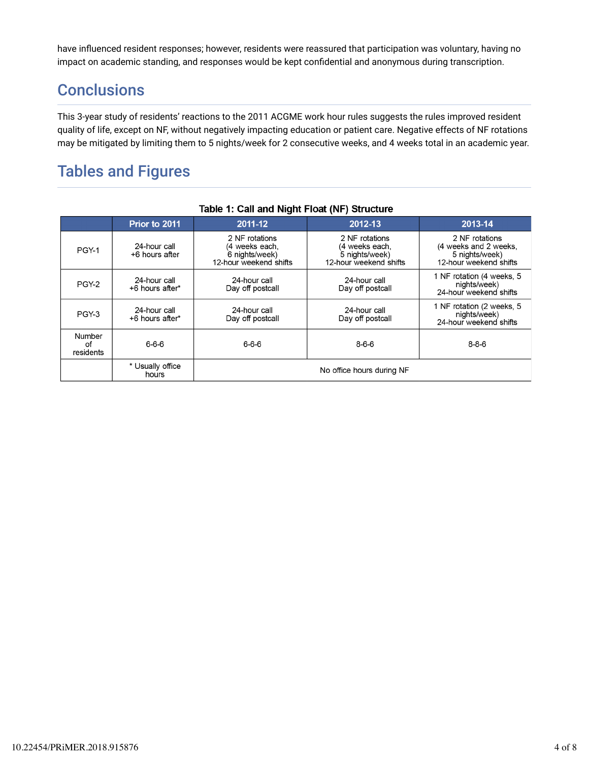have influenced resident responses; however, residents were reassured that participation was voluntary, having no impact on academic standing, and responses would be kept confidential and anonymous during transcription.

## Conclusions

This 3-year study of residents' reactions to the 2011 ACGME work hour rules suggests the rules improved resident quality of life, except on NF, without negatively impacting education or patient care. Negative effects of NF rotations may be mitigated by limiting them to 5 nights/week for 2 consecutive weeks, and 4 weeks total in an academic year.

## Tables and Figures

**Table 1: Call and Night Float (NF) Structure**

| | Prior to 2011 | 2011-12 | 2012-13 | 2013-14 |
|---|---|---|---|---|
| PGY-1 | 24-hour call +6 hours after | 2 NF rotations (4 weeks each, 6 nights/week) 12-hour weekend shifts | 2 NF rotations (4 weeks each, 5 nights/week) 12-hour weekend shifts | 2 NF rotations (4 weeks and 2 weeks, 5 nights/week) 12-hour weekend shifts |
| PGY-2 | 24-hour call +6 hours after* | 24-hour call Day off postcall | 24-hour call Day off postcall | 1 NF rotation (4 weeks, 5 nights/week) 24-hour weekend shifts |
| PGY-3 | 24-hour call +6 hours after* | 24-hour call Day off postcall | 24-hour call Day off postcall | 1 NF rotation (2 weeks, 5 nights/week) 24-hour weekend shifts |
| Number of residents | 6-6-6 | 6-6-6 | 8-6-6 | 8-8-6 |
| | * Usually office hours | No office hours during NF | | |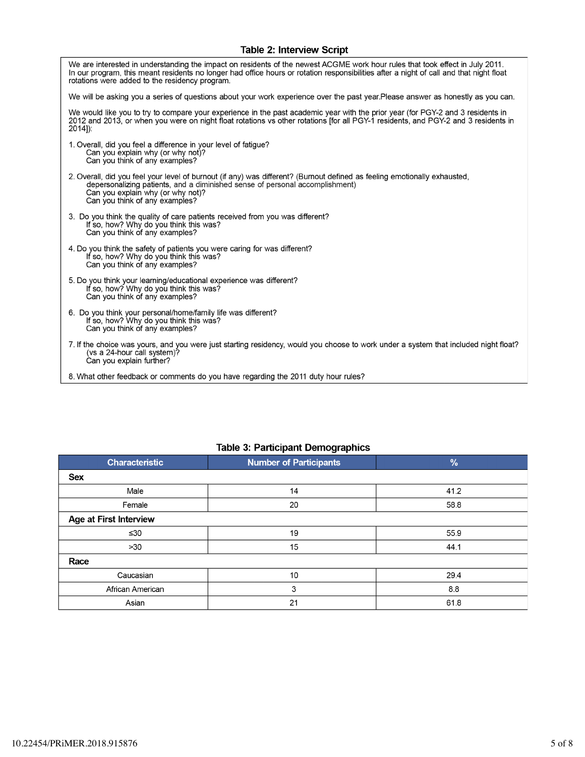### Table 2: Interview Script

We are interested in understanding the impact on residents of the newest ACGME work hour rules that took effect in July 2011. In our program, this meant residents no longer had office hours or rotation responsibilities after a night of call and that night float rotations were added to the residency program.

We will be asking you a series of questions about your work experience over the past year.Please answer as honestly as you can.

We would like you to try to compare your experience in the past academic year with the prior year (for PGY-2 and 3 residents in 2012 and 2013, or when you were on night float rotations vs other rotations [for all PGY-1 residents, and PGY-2 and 3 residents in 2014]):

1. Overall, did you feel a difference in your level of fatigue?
   Can you explain why (or why not)?
   Can you think of any examples?

2. Overall, did you feel your level of burnout (if any) was different? (Burnout defined as feeling emotionally exhausted, depersonalizing patients, and a diminished sense of personal accomplishment)
   Can you explain why (or why not)?
   Can you think of any examples?

3. Do you think the quality of care patients received from you was different?
   If so, how? Why do you think this was?
   Can you think of any examples?

4. Do you think the safety of patients you were caring for was different?
   If so, how? Why do you think this was?
   Can you think of any examples?

5. Do you think your learning/educational experience was different?
   If so, how? Why do you think this was?
   Can you think of any examples?

6. Do you think your personal/home/family life was different?
   If so, how? Why do you think this was?
   Can you think of any examples?

7. If the choice was yours, and you were just starting residency, would you choose to work under a system that included night float? (vs a 24-hour call system)?
   Can you explain further?

8. What other feedback or comments do you have regarding the 2011 duty hour rules?

### Table 3: Participant Demographics

| Characteristic | Number of Participants | % |
|---|---|---|
| **Sex** | | |
| Male | 14 | 41.2 |
| Female | 20 | 58.8 |
| **Age at First Interview** | | |
| ≤30 | 19 | 55.9 |
| >30 | 15 | 44.1 |
| **Race** | | |
| Caucasian | 10 | 29.4 |
| African American | 3 | 8.8 |
| Asian | 21 | 61.8 |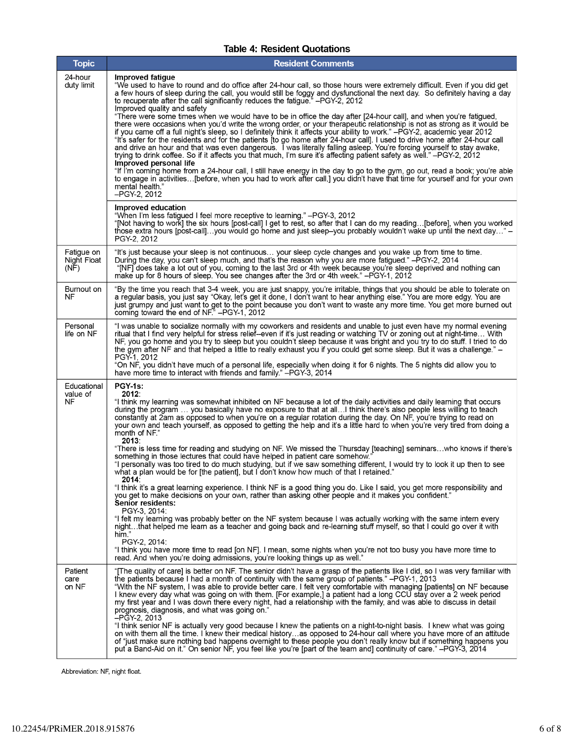**Table 4: Resident Quotations**

| Topic | Resident Comments |
|---|---|
| 24-hour duty limit | **Improved fatigue**<br>"We used to have to round and do office after 24-hour call, so those hours were extremely difficult. Even if you did get a few hours of sleep during the call, you would still be foggy and dysfunctional the next day. So definitely having a day to recuperate after the call significantly reduces the fatigue." –PGY-2, 2012<br>Improved quality and safety<br>"There were some times when we would have to be in office the day after [24-hour call], and when you're fatigued, there were occasions when you'd write the wrong order, or your therapeutic relationship is not as strong as it would be if you came off a full night's sleep, so I definitely think it affects your ability to work." –PGY-2, academic year 2012<br>"It's safer for the residents and for the patients [to go home after 24-hour call]. I used to drive home after 24-hour call and drive an hour and that was even dangerous. I was literally falling asleep. You're forcing yourself to stay awake, trying to drink coffee. So if it affects you that much, I'm sure it's affecting patient safety as well." –PGY-2, 2012<br>**Improved personal life**<br>"If I'm coming home from a 24-hour call, I still have energy in the day to go to the gym, go out, read a book; you're able to engage in activities…[before, when you had to work after call,] you didn't have that time for yourself and for your own mental health."<br>–PGY-2, 2012 |
| | **Improved education**<br>"When I'm less fatigued I feel more receptive to learning." –PGY-3, 2012<br>"[Not having to work] the six hours [post-call] I get to rest, so after that I can do my reading…[before], when you worked those extra hours [post-call]…you would go home and just sleep–you probably wouldn't wake up until the next day…" –PGY-2, 2012 |
| Fatigue on Night Float (NF) | "It's just because your sleep is not continuous… your sleep cycle changes and you wake up from time to time. During the day, you can't sleep much, and that's the reason why you are more fatigued." –PGY-2, 2014<br>"[NF] does take a lot out of you, coming to the last 3rd or 4th week because you're sleep deprived and nothing can make up for 8 hours of sleep. You see changes after the 3rd or 4th week." –PGY-1, 2012 |
| Burnout on NF | "By the time you reach that 3-4 week, you are just snappy, you're irritable, things that you should be able to tolerate on a regular basis, you just say "Okay, let's get it done, I don't want to hear anything else." You are more edgy. You are just grumpy and just want to get to the point because you don't want to waste any more time. You get more burned out coming toward the end of NF." –PGY-1, 2012 |
| Personal life on NF | "I was unable to socialize normally with my coworkers and residents and unable to just even have my normal evening ritual that I find very helpful for stress relief–even if it's just reading or watching TV or zoning out at night-time… With NF, you go home and you try to sleep but you couldn't sleep because it was bright and you try to do stuff. I tried to do the gym after NF and that helped a little to really exhaust you if you could get some sleep. But it was a challenge." –PGY-1, 2012<br>"On NF, you didn't have much of a personal life, especially when doing it for 6 nights. The 5 nights did allow you to have more time to interact with friends and family." –PGY-3, 2014 |
| Educational value of NF | **PGY-1s:**<br>**2012**:<br>"I think my learning was somewhat inhibited on NF because a lot of the daily activities and daily learning that occurs during the program … you basically have no exposure to that at all…I think there's also people less willing to teach constantly at 2am as opposed to when you're on a regular rotation during the day. On NF, you're trying to read on your own and teach yourself, as opposed to getting the help and it's a little hard to when you're very tired from doing a month of NF."<br>**2013**:<br>"There is less time for reading and studying on NF. We missed the Thursday [teaching] seminars…who knows if there's something in those lectures that could have helped in patient care somehow."<br>"I personally was too tired to do much studying, but if we saw something different, I would try to look it up then to see what a plan would be for [the patient], but I don't know how much of that I retained."<br>**2014**:<br>"I think it's a great learning experience. I think NF is a good thing you do. Like I said, you get more responsibility and you get to make decisions on your own, rather than asking other people and it makes you confident."<br>**Senior residents:**<br>PGY-3, 2014:<br>"I felt my learning was probably better on the NF system because I was actually working with the same intern every night…that helped me learn as a teacher and going back and re-learning stuff myself, so that I could go over it with him."<br>PGY-2, 2014:<br>"I think you have more time to read [on NF]. I mean, some nights when you're not too busy you have more time to read. And when you're doing admissions, you're looking things up as well." |
| Patient care on NF | "[The quality of care] is better on NF. The senior didn't have a grasp of the patients like I did, so I was very familiar with the patients because I had a month of continuity with the same group of patients." –PGY-1, 2013<br>"With the NF system, I was able to provide better care. I felt very comfortable with managing [patients] on NF because I knew every day what was going on with them. [For example,] a patient had a long CCU stay over a 2 week period my first year and I was down there every night, had a relationship with the family, and was able to discuss in detail prognosis, diagnosis, and what was going on."<br>–PGY-2, 2013<br>"I think senior NF is actually very good because I knew the patients on a night-to-night basis. I knew what was going on with them all the time. I knew their medical history…as opposed to 24-hour call where you have more of an attitude of "just make sure nothing bad happens overnight to these people you don't really know but if something happens you put a Band-Aid on it." On senior NF, you feel like you're [part of the team and] continuity of care." –PGY-3, 2014 |

Abbreviation: NF, night float.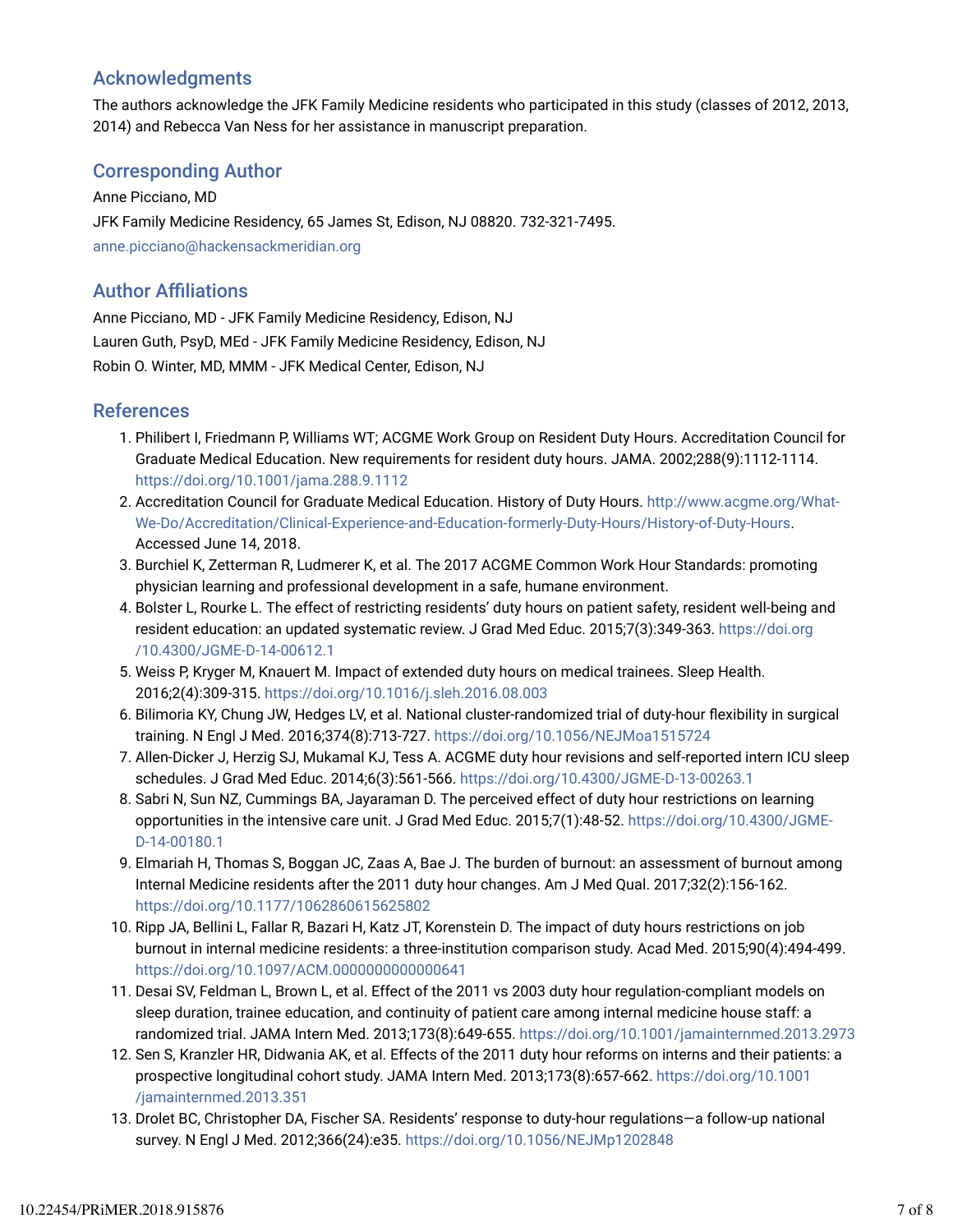## Acknowledgments

The authors acknowledge the JFK Family Medicine residents who participated in this study (classes of 2012, 2013, 2014) and Rebecca Van Ness for her assistance in manuscript preparation.

## Corresponding Author

Anne Picciano, MD

JFK Family Medicine Residency, 65 James St, Edison, NJ 08820. 732-321-7495.

anne.picciano@hackensackmeridian.org

## Author Affiliations

Anne Picciano, MD - JFK Family Medicine Residency, Edison, NJ

Lauren Guth, PsyD, MEd - JFK Family Medicine Residency, Edison, NJ

Robin O. Winter, MD, MMM - JFK Medical Center, Edison, NJ

## References

1. Philibert I, Friedmann P, Williams WT; ACGME Work Group on Resident Duty Hours. Accreditation Council for Graduate Medical Education. New requirements for resident duty hours. JAMA. 2002;288(9):1112-1114. https://doi.org/10.1001/jama.288.9.1112
2. Accreditation Council for Graduate Medical Education. History of Duty Hours. http://www.acgme.org/What-We-Do/Accreditation/Clinical-Experience-and-Education-formerly-Duty-Hours/History-of-Duty-Hours. Accessed June 14, 2018.
3. Burchiel K, Zetterman R, Ludmerer K, et al. The 2017 ACGME Common Work Hour Standards: promoting physician learning and professional development in a safe, humane environment.
4. Bolster L, Rourke L. The effect of restricting residents' duty hours on patient safety, resident well-being and resident education: an updated systematic review. J Grad Med Educ. 2015;7(3):349-363. https://doi.org/10.4300/JGME-D-14-00612.1
5. Weiss P, Kryger M, Knauert M. Impact of extended duty hours on medical trainees. Sleep Health. 2016;2(4):309-315. https://doi.org/10.1016/j.sleh.2016.08.003
6. Bilimoria KY, Chung JW, Hedges LV, et al. National cluster-randomized trial of duty-hour flexibility in surgical training. N Engl J Med. 2016;374(8):713-727. https://doi.org/10.1056/NEJMoa1515724
7. Allen-Dicker J, Herzig SJ, Mukamal KJ, Tess A. ACGME duty hour revisions and self-reported intern ICU sleep schedules. J Grad Med Educ. 2014;6(3):561-566. https://doi.org/10.4300/JGME-D-13-00263.1
8. Sabri N, Sun NZ, Cummings BA, Jayaraman D. The perceived effect of duty hour restrictions on learning opportunities in the intensive care unit. J Grad Med Educ. 2015;7(1):48-52. https://doi.org/10.4300/JGME-D-14-00180.1
9. Elmariah H, Thomas S, Boggan JC, Zaas A, Bae J. The burden of burnout: an assessment of burnout among Internal Medicine residents after the 2011 duty hour changes. Am J Med Qual. 2017;32(2):156-162. https://doi.org/10.1177/1062860615625802
10. Ripp JA, Bellini L, Fallar R, Bazari H, Katz JT, Korenstein D. The impact of duty hours restrictions on job burnout in internal medicine residents: a three-institution comparison study. Acad Med. 2015;90(4):494-499. https://doi.org/10.1097/ACM.0000000000000641
11. Desai SV, Feldman L, Brown L, et al. Effect of the 2011 vs 2003 duty hour regulation-compliant models on sleep duration, trainee education, and continuity of patient care among internal medicine house staff: a randomized trial. JAMA Intern Med. 2013;173(8):649-655. https://doi.org/10.1001/jamainternmed.2013.2973
12. Sen S, Kranzler HR, Didwania AK, et al. Effects of the 2011 duty hour reforms on interns and their patients: a prospective longitudinal cohort study. JAMA Intern Med. 2013;173(8):657-662. https://doi.org/10.1001/jamainternmed.2013.351
13. Drolet BC, Christopher DA, Fischer SA. Residents' response to duty-hour regulations—a follow-up national survey. N Engl J Med. 2012;366(24):e35. https://doi.org/10.1056/NEJMp1202848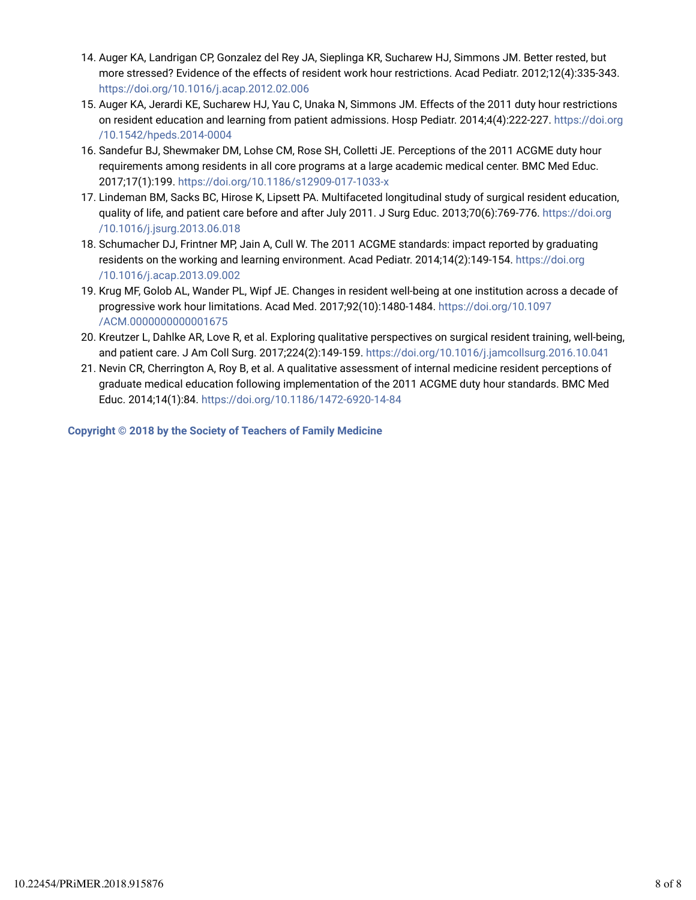14. Auger KA, Landrigan CP, Gonzalez del Rey JA, Sieplinga KR, Sucharew HJ, Simmons JM. Better rested, but more stressed? Evidence of the effects of resident work hour restrictions. Acad Pediatr. 2012;12(4):335-343. https://doi.org/10.1016/j.acap.2012.02.006
15. Auger KA, Jerardi KE, Sucharew HJ, Yau C, Unaka N, Simmons JM. Effects of the 2011 duty hour restrictions on resident education and learning from patient admissions. Hosp Pediatr. 2014;4(4):222-227. https://doi.org/10.1542/hpeds.2014-0004
16. Sandefur BJ, Shewmaker DM, Lohse CM, Rose SH, Colletti JE. Perceptions of the 2011 ACGME duty hour requirements among residents in all core programs at a large academic medical center. BMC Med Educ. 2017;17(1):199. https://doi.org/10.1186/s12909-017-1033-x
17. Lindeman BM, Sacks BC, Hirose K, Lipsett PA. Multifaceted longitudinal study of surgical resident education, quality of life, and patient care before and after July 2011. J Surg Educ. 2013;70(6):769-776. https://doi.org/10.1016/j.jsurg.2013.06.018
18. Schumacher DJ, Frintner MP, Jain A, Cull W. The 2011 ACGME standards: impact reported by graduating residents on the working and learning environment. Acad Pediatr. 2014;14(2):149-154. https://doi.org/10.1016/j.acap.2013.09.002
19. Krug MF, Golob AL, Wander PL, Wipf JE. Changes in resident well-being at one institution across a decade of progressive work hour limitations. Acad Med. 2017;92(10):1480-1484. https://doi.org/10.1097/ACM.0000000000001675
20. Kreutzer L, Dahlke AR, Love R, et al. Exploring qualitative perspectives on surgical resident training, well-being, and patient care. J Am Coll Surg. 2017;224(2):149-159. https://doi.org/10.1016/j.jamcollsurg.2016.10.041
21. Nevin CR, Cherrington A, Roy B, et al. A qualitative assessment of internal medicine resident perceptions of graduate medical education following implementation of the 2011 ACGME duty hour standards. BMC Med Educ. 2014;14(1):84. https://doi.org/10.1186/1472-6920-14-84

**Copyright © 2018 by the Society of Teachers of Family Medicine**